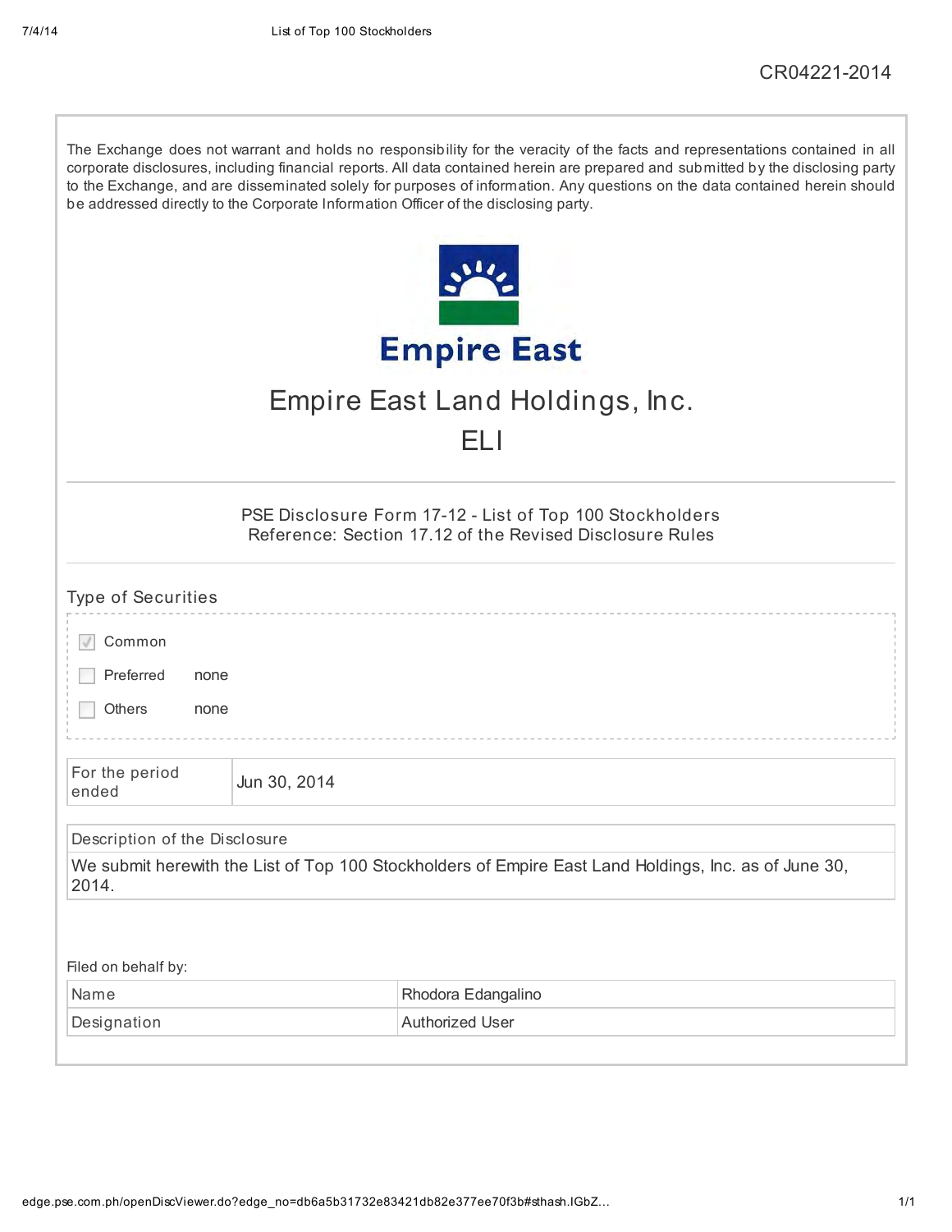CR04221-2014

The Exchange does not warrant and holds no responsibility for the veracity of the facts and representations contained in all corporate disclosures, including financial reports. All data contained herein are prepared and submitted by the disclosing party to the Exchange, and are disseminated solely for purposes of information. Any questions on the data contained herein should be addressed directly to the Corporate Information Officer of the disclosing party.

Empire East

# Empire East Land Holdings, Inc.

## ELI

PSE Disclosure Form 17-12 - List of Top 100 Stockholders
Reference: Section 17.12 of the Revised Disclosure Rules

### Type of Securities

- [x] Common
- [ ] Preferred none
- [ ] Others none

| For the period ended | Jun 30, 2014 |
|---|---|

| Description of the Disclosure |
|---|
| We submit herewith the List of Top 100 Stockholders of Empire East Land Holdings, Inc. as of June 30, 2014. |

Filed on behalf by:

| Name | Rhodora Edangalino |
|---|---|
| Designation | Authorized User |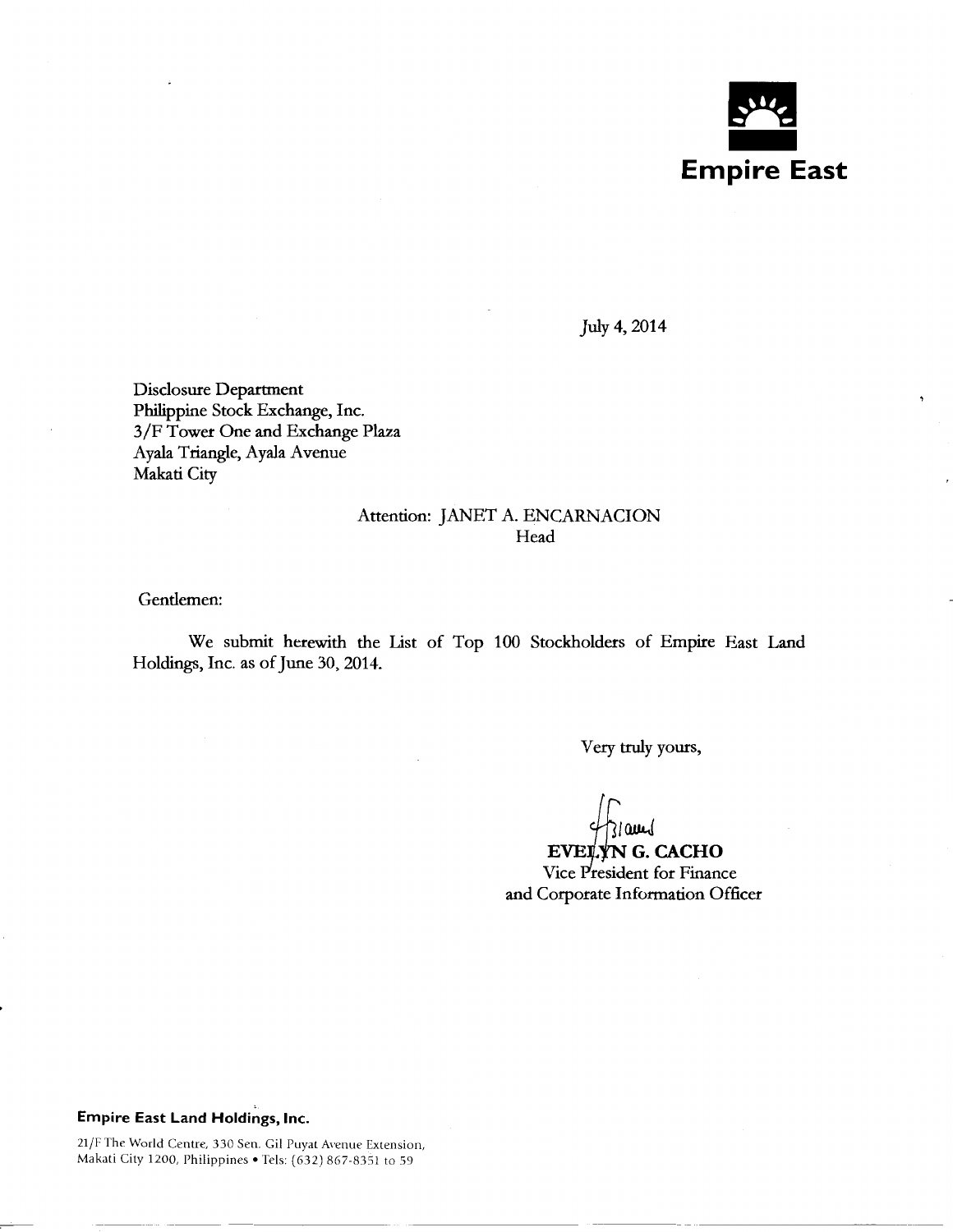**Empire East**

July 4, 2014

Disclosure Department
Philippine Stock Exchange, Inc.
3/F Tower One and Exchange Plaza
Ayala Triangle, Ayala Avenue
Makati City

Attention: JANET A. ENCARNACION
Head

Gentlemen:

We submit herewith the List of Top 100 Stockholders of Empire East Land Holdings, Inc. as of June 30, 2014.

Very truly yours,

**EVELYN G. CACHO**
Vice President for Finance
and Corporate Information Officer

**Empire East Land Holdings, Inc.**

21/F The World Centre, 330 Sen. Gil Puyat Avenue Extension,
Makati City 1200, Philippines • Tels: (632) 867-8351 to 59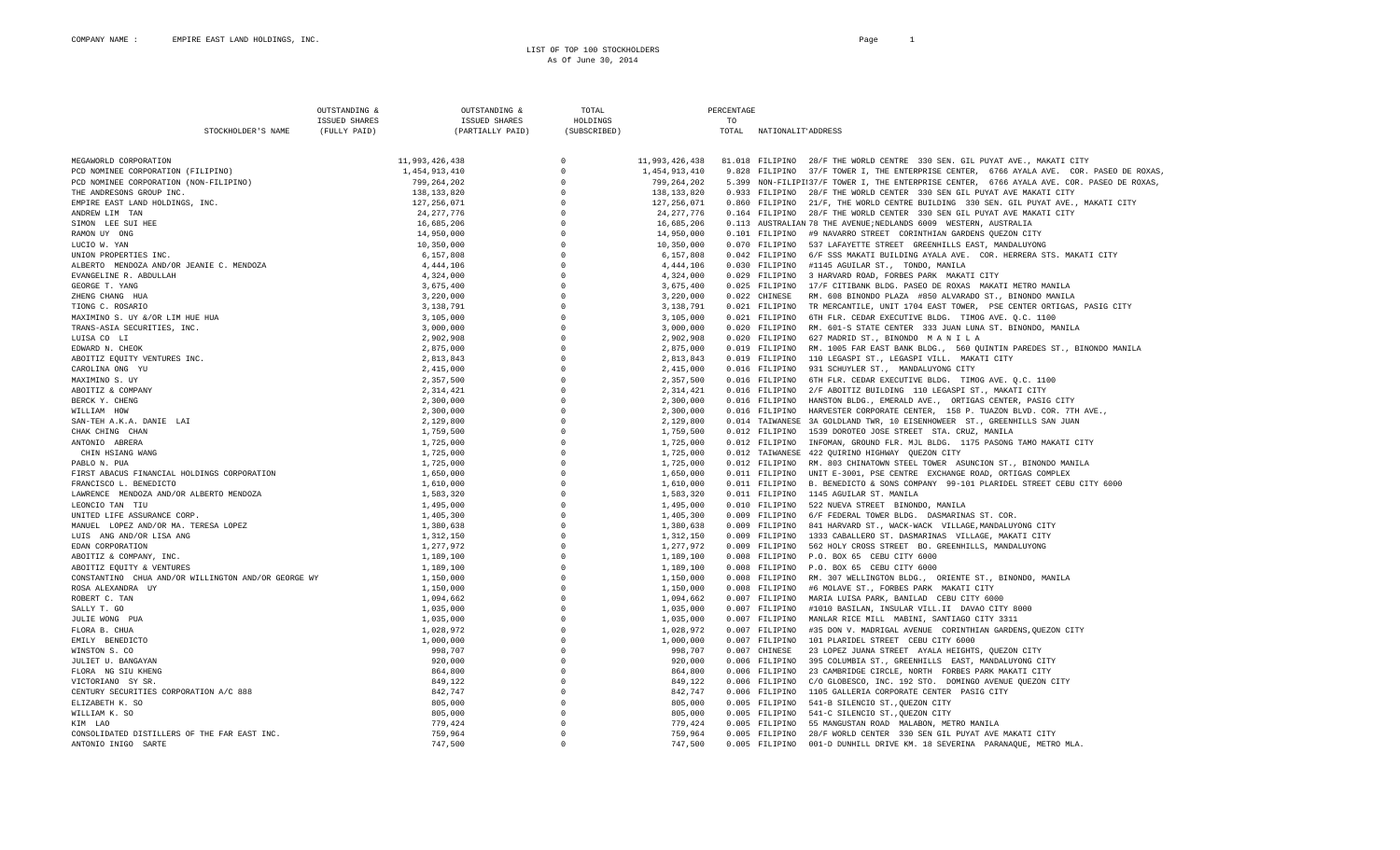COMPANY NAME : EMPIRE EAST LAND HOLDINGS, INC.

# LIST OF TOP 100 STOCKHOLDERS
As Of June 30, 2014

| STOCKHOLDER'S NAME | OUTSTANDING & ISSUED SHARES (FULLY PAID) | OUTSTANDING & ISSUED SHARES (PARTIALLY PAID) | TOTAL HOLDINGS (SUBSCRIBED) | PERCENTAGE TO TOTAL | NATIONALITY | ADDRESS |
|---|---|---|---|---|---|---|
| MEGAWORLD CORPORATION | 11,993,426,438 | 0 | 11,993,426,438 | 81.018 | FILIPINO | 28/F THE WORLD CENTRE 330 SEN. GIL PUYAT AVE., MAKATI CITY |
| PCD NOMINEE CORPORATION (FILIPINO) | 1,454,913,410 | 0 | 1,454,913,410 | 9.828 | FILIPINO | 37/F TOWER I, THE ENTERPRISE CENTER, 6766 AYALA AVE. COR. PASEO DE ROXAS, |
| PCD NOMINEE CORPORATION (NON-FILIPINO) | 799,264,202 | 0 | 799,264,202 | 5.399 | NON-FILIPINO | 37/F TOWER I, THE ENTERPRISE CENTER, 6766 AYALA AVE. COR. PASEO DE ROXAS, |
| THE ANDRESONS GROUP INC. | 138,133,820 | 0 | 138,133,820 | 0.933 | FILIPINO | 28/F THE WORLD CENTER 330 SEN GIL PUYAT AVE MAKATI CITY |
| EMPIRE EAST LAND HOLDINGS, INC. | 127,256,071 | 0 | 127,256,071 | 0.860 | FILIPINO | 21/F, THE WORLD CENTRE BUILDING 330 SEN. GIL PUYAT AVE., MAKATI CITY |
| ANDREW LIM TAN | 24,277,776 | 0 | 24,277,776 | 0.164 | FILIPINO | 28/F THE WORLD CENTER 330 SEN GIL PUYAT AVE MAKATI CITY |
| SIMON LEE SUI HEE | 16,685,206 | 0 | 16,685,206 | 0.113 | AUSTRALIAN | 78 THE AVENUE;NEDLANDS 6009 WESTERN, AUSTRALIA |
| RAMON UY ONG | 14,950,000 | 0 | 14,950,000 | 0.101 | FILIPINO | #9 NAVARRO STREET CORINTHIAN GARDENS QUEZON CITY |
| LUCIO W. YAN | 10,350,000 | 0 | 10,350,000 | 0.070 | FILIPINO | 537 LAFAYETTE STREET GREENHILLS EAST, MANDALUYONG |
| UNION PROPERTIES INC. | 6,157,808 | 0 | 6,157,808 | 0.042 | FILIPINO | 6/F SSS MAKATI BUILDING AYALA AVE. COR. HERRERA STS. MAKATI CITY |
| ALBERTO MENDOZA AND/OR JEANIE C. MENDOZA | 4,444,106 | 0 | 4,444,106 | 0.030 | FILIPINO | #1145 AGUILAR ST., TONDO, MANILA |
| EVANGELINE R. ABDULLAH | 4,324,000 | 0 | 4,324,000 | 0.029 | FILIPINO | 3 HARVARD ROAD, FORBES PARK MAKATI CITY |
| GEORGE T. YANG | 3,675,400 | 0 | 3,675,400 | 0.025 | FILIPINO | 17/F CITIBANK BLDG. PASEO DE ROXAS MAKATI METRO MANILA |
| ZHENG CHANG HUA | 3,220,000 | 0 | 3,220,000 | 0.022 | CHINESE | RM. 608 BINONDO PLAZA #850 ALVARADO ST., BINONDO MANILA |
| TIONG C. ROSARIO | 3,138,791 | 0 | 3,138,791 | 0.021 | FILIPINO | TR MERCANTILE, UNIT 1704 EAST TOWER, PSE CENTER ORTIGAS, PASIG CITY |
| MAXIMINO S. UY &/OR LIM HUE HUA | 3,105,000 | 0 | 3,105,000 | 0.021 | FILIPINO | 6TH FLR. CEDAR EXECUTIVE BLDG. TIMOG AVE. Q.C. 1100 |
| TRANS-ASIA SECURITIES, INC. | 3,000,000 | 0 | 3,000,000 | 0.020 | FILIPINO | RM. 601-S STATE CENTER 333 JUAN LUNA ST. BINONDO, MANILA |
| LUISA CO LI | 2,902,908 | 0 | 2,902,908 | 0.020 | FILIPINO | 627 MADRID ST., BINONDO M A N I L A |
| EDWARD N. CHEOK | 2,875,000 | 0 | 2,875,000 | 0.019 | FILIPINO | RM. 1005 FAR EAST BANK BLDG., 560 QUINTIN PAREDES ST., BINONDO MANILA |
| ABOITIZ EQUITY VENTURES INC. | 2,813,843 | 0 | 2,813,843 | 0.019 | FILIPINO | 110 LEGASPI ST., LEGASPI VILL. MAKATI CITY |
| CAROLINA ONG YU | 2,415,000 | 0 | 2,415,000 | 0.016 | FILIPINO | 931 SCHUYLER ST., MANDALUYONG CITY |
| MAXIMINO S. UY | 2,357,500 | 0 | 2,357,500 | 0.016 | FILIPINO | 6TH FLR. CEDAR EXECUTIVE BLDG. TIMOG AVE. Q.C. 1100 |
| ABOITIZ & COMPANY | 2,314,421 | 0 | 2,314,421 | 0.016 | FILIPINO | 2/F ABOITIZ BUILDING 110 LEGASPI ST., MAKATI CITY |
| BERCK Y. CHENG | 2,300,000 | 0 | 2,300,000 | 0.016 | FILIPINO | HANSTON BLDG., EMERALD AVE., ORTIGAS CENTER, PASIG CITY |
| WILLIAM HOW | 2,300,000 | 0 | 2,300,000 | 0.016 | FILIPINO | HARVESTER CORPORATE CENTER, 158 P. TUAZON BLVD. COR. 7TH AVE., |
| SAN-TEH A.K.A. DANIE LAI | 2,129,800 | 0 | 2,129,800 | 0.014 | TAIWANESE | 3A GOLDLAND TWR, 10 EISENHOWEER ST., GREENHILLS SAN JUAN |
| CHAK CHING CHAN | 1,759,500 | 0 | 1,759,500 | 0.012 | FILIPINO | 1539 DOROTEO JOSE STREET STA. CRUZ, MANILA |
| ANTONIO ABRERA | 1,725,000 | 0 | 1,725,000 | 0.012 | FILIPINO | INFOMAN, GROUND FLR. MJL BLDG. 1175 PASONG TAMO MAKATI CITY |
| CHIN HSIANG WANG | 1,725,000 | 0 | 1,725,000 | 0.012 | TAIWANESE | 422 QUIRINO HIGHWAY QUEZON CITY |
| PABLO N. PUA | 1,725,000 | 0 | 1,725,000 | 0.012 | FILIPINO | RM. 803 CHINATOWN STEEL TOWER ASUNCION ST., BINONDO MANILA |
| FIRST ABACUS FINANCIAL HOLDINGS CORPORATION | 1,650,000 | 0 | 1,650,000 | 0.011 | FILIPINO | UNIT E-3001, PSE CENTRE EXCHANGE ROAD, ORTIGAS COMPLEX |
| FRANCISCO L. BENEDICTO | 1,610,000 | 0 | 1,610,000 | 0.011 | FILIPINO | B. BENEDICTO & SONS COMPANY 99-101 PLARIDEL STREET CEBU CITY 6000 |
| LAWRENCE MENDOZA AND/OR ALBERTO MENDOZA | 1,583,320 | 0 | 1,583,320 | 0.011 | FILIPINO | 1145 AGUILAR ST. MANILA |
| LEONCIO TAN TIU | 1,495,000 | 0 | 1,495,000 | 0.010 | FILIPINO | 522 NUEVA STREET BINONDO, MANILA |
| UNITED LIFE ASSURANCE CORP. | 1,405,300 | 0 | 1,405,300 | 0.009 | FILIPINO | 6/F FEDERAL TOWER BLDG. DASMARINAS ST. COR. |
| MANUEL LOPEZ AND/OR MA. TERESA LOPEZ | 1,380,638 | 0 | 1,380,638 | 0.009 | FILIPINO | 841 HARVARD ST., WACK-WACK VILLAGE,MANDALUYONG CITY |
| LUIS ANG AND/OR LISA ANG | 1,312,150 | 0 | 1,312,150 | 0.009 | FILIPINO | 1333 CABALLERO ST. DASMARINAS VILLAGE, MAKATI CITY |
| EDAN CORPORATION | 1,277,972 | 0 | 1,277,972 | 0.009 | FILIPINO | 562 HOLY CROSS STREET BO. GREENHILLS, MANDALUYONG |
| ABOITIZ & COMPANY, INC. | 1,189,100 | 0 | 1,189,100 | 0.008 | FILIPINO | P.O. BOX 65 CEBU CITY 6000 |
| ABOITIZ EQUITY & VENTURES | 1,189,100 | 0 | 1,189,100 | 0.008 | FILIPINO | P.O. BOX 65 CEBU CITY 6000 |
| CONSTANTINO CHUA AND/OR WILLINGTON AND/OR GEORGE WY | 1,150,000 | 0 | 1,150,000 | 0.008 | FILIPINO | RM. 307 WELLINGTON BLDG., ORIENTE ST., BINONDO, MANILA |
| ROSA ALEXANDRA UY | 1,150,000 | 0 | 1,150,000 | 0.008 | FILIPINO | #6 MOLAVE ST., FORBES PARK MAKATI CITY |
| ROBERT C. TAN | 1,094,662 | 0 | 1,094,662 | 0.007 | FILIPINO | MARIA LUISA PARK, BANILAD CEBU CITY 6000 |
| SALLY T. GO | 1,035,000 | 0 | 1,035,000 | 0.007 | FILIPINO | #1010 BASILAN, INSULAR VILL.II DAVAO CITY 8000 |
| JULIE WONG PUA | 1,035,000 | 0 | 1,035,000 | 0.007 | FILIPINO | MANLAR RICE MILL MABINI, SANTIAGO CITY 3311 |
| FLORA B. CHUA | 1,028,972 | 0 | 1,028,972 | 0.007 | FILIPINO | #35 DON V. MADRIGAL AVENUE CORINTHIAN GARDENS,QUEZON CITY |
| EMILY BENEDICTO | 1,000,000 | 0 | 1,000,000 | 0.007 | FILIPINO | 101 PLARIDEL STREET CEBU CITY 6000 |
| WINSTON S. CO | 998,707 | 0 | 998,707 | 0.007 | CHINESE | 23 LOPEZ JUANA STREET AYALA HEIGHTS, QUEZON CITY |
| JULIET U. BANGAYAN | 920,000 | 0 | 920,000 | 0.006 | FILIPINO | 395 COLUMBIA ST., GREENHILLS EAST, MANDALUYONG CITY |
| FLORA NG SIU KHENG | 864,800 | 0 | 864,800 | 0.006 | FILIPINO | 23 CAMBRIDGE CIRCLE, NORTH FORBES PARK MAKATI CITY |
| VICTORIANO SY SR. | 849,122 | 0 | 849,122 | 0.006 | FILIPINO | C/O GLOBESCO, INC. 192 STO. DOMINGO AVENUE QUEZON CITY |
| CENTURY SECURITIES CORPORATION A/C 888 | 842,747 | 0 | 842,747 | 0.006 | FILIPINO | 1105 GALLERIA CORPORATE CENTER PASIG CITY |
| ELIZABETH K. SO | 805,000 | 0 | 805,000 | 0.005 | FILIPINO | 541-B SILENCIO ST.,QUEZON CITY |
| WILLIAM K. SO | 805,000 | 0 | 805,000 | 0.005 | FILIPINO | 541-C SILENCIO ST.,QUEZON CITY |
| KIM LAO | 779,424 | 0 | 779,424 | 0.005 | FILIPINO | 55 MANGUSTAN ROAD MALABON, METRO MANILA |
| CONSOLIDATED DISTILLERS OF THE FAR EAST INC. | 759,964 | 0 | 759,964 | 0.005 | FILIPINO | 28/F WORLD CENTER 330 SEN GIL PUYAT AVE MAKATI CITY |
| ANTONIO INIGO SARTE | 747,500 | 0 | 747,500 | 0.005 | FILIPINO | 001-D DUNHILL DRIVE KM. 18 SEVERINA PARANAQUE, METRO MLA. |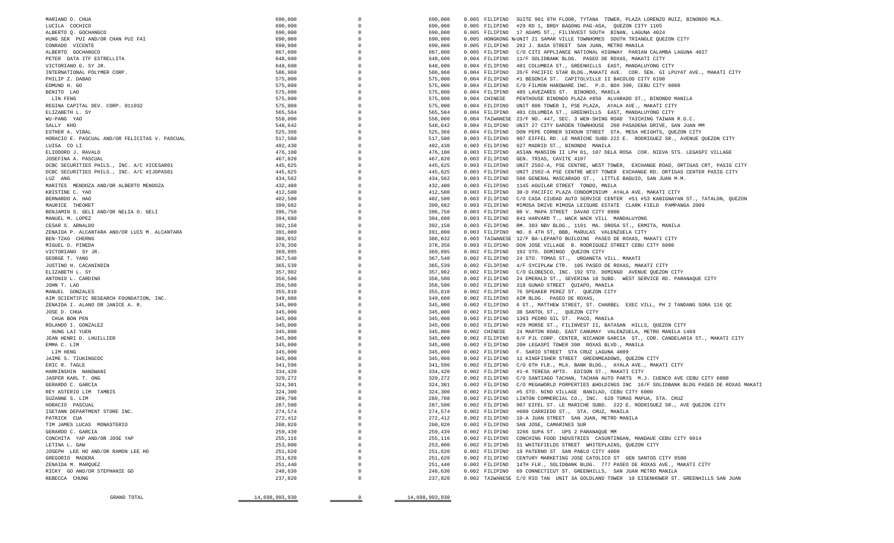| | | | | | | |
|---|---|---|---|---|---|---|
| MARIANO O. CHUA | 690,000 | 0 | 690,000 | 0.005 | FILIPINO | SUITE 901 9TH FLOOR, TYTANA TOWER, PLAZA LORENZO RUIZ, BINONDO MLA. |
| LUCILA COCHICO | 690,000 | 0 | 690,000 | 0.005 | FILIPINO | #29 RD 1, BRGY BAGONG PAG-ASA, QUEZON CITY 1105 |
| ALBERTO Q. GOCHANGCO | 690,000 | 0 | 690,000 | 0.005 | FILIPINO | 17 ADAMS ST., FILINVEST SOUTH BINAN, LAGUNA 4024 |
| HUNG SEK PUI AND/OR CHAN PUI FAI | 690,000 | 0 | 690,000 | 0.005 | HONGKONG N/ | UNIT 21 SAMAR VILLE TOWNHOMES SOUTH TRIANGLE QUEZON CITY |
| CONRADO VICENTE | 690,000 | 0 | 690,000 | 0.005 | FILIPINO | 202 J. BASA STREET SAN JUAN, METRO MANILA |
| ALBERTO GOCHANGCO | 667,000 | 0 | 667,000 | 0.005 | FILIPINO | C/O CITI APPLIANCE NATIONAL HIGHWAY PARIAN CALAMBA LAGUNA 4027 |
| PETER DATA ITF ESTRELLITA | 648,600 | 0 | 648,600 | 0.004 | FILIPINO | 11/F SOLIDBANK BLDG. PASEO DE ROXAS, MAKATI CITY |
| VICTORIANO G. SY JR. | 648,600 | 0 | 648,600 | 0.004 | FILIPINO | 401 COLUMBIA ST., GREENHILLS EAST, MANDALUYONG CITY |
| INTERNATIONAL POLYMER CORP. | 586,960 | 0 | 586,960 | 0.004 | FILIPINO | 26/F PACIFIC STAR BLDG.,MAKATI AVE. COR. SEN. GI LPUYAT AVE., MAKATI CITY |
| PHILIP Z. DABAO | 575,000 | 0 | 575,000 | 0.004 | FILIPINO | #1 BEGONIA ST. CAPITOLVILLE II BACOLOD CITY 6100 |
| EDMUND H. GO | 575,000 | 0 | 575,000 | 0.004 | FILIPINO | C/O FILMON HARDWARE INC. P.O. BOX 390, CEBU CITY 6000 |
| BENITO LAO | 575,000 | 0 | 575,000 | 0.004 | FILIPINO | 485 LAVEZARES ST. BINONDO, MANILA |
| LIN FENG | 575,000 | 0 | 575,000 | 0.004 | CHINESE | PENTHOUSE BINONDO PLAZA #850 ALVARADO ST., BINONDO MANILA |
| REGINA CAPITAL DEV. CORP. 011032 | 575,000 | 0 | 575,000 | 0.004 | FILIPINO | UNIT 806 TOWER I, PSE PLAZA, AYALA AVE., MAKATI CITY |
| ELIZABETH L. SY | 565,504 | 0 | 565,504 | 0.004 | FILIPINO | 401 COLUMBIA ST., GREENHILLS EAST, MANDALUYONG CITY |
| WU-PANG YAO | 558,000 | 0 | 558,000 | 0.004 | TAIWANESE | 23/F NO. 447, SEC. 3 WEN-SHING ROAD TAICHING TAIWAN R.O.C. |
| SALLY KHO | 548,642 | 0 | 548,642 | 0.004 | FILIPINO | UNIT 27 CITY GARDEN TOWNHOUSE 208 PASADENA DRIVE, SAN JUAN MM |
| ESTHER A. VIBAL | 525,366 | 0 | 525,366 | 0.004 | FILIPINO | DON PEPE CORNER SIROUN STREET STA. MESA HEIGHTS, QUEZON CITY |
| HORACIO E. PASCUAL AND/OR FELICITAS V. PASCUAL | 517,500 | 0 | 517,500 | 0.003 | FILIPINO | 907 EIFFEL RD. LE MARICHE SUBD 222 E. RODRIGUEZ SR., AVENUE QUEZON CITY |
| LUISA CO LI | 492,430 | 0 | 492,430 | 0.003 | FILIPINO | 627 MADRID ST., BINONDO MANILA |
| ELIODORO J. RAVALO | 476,100 | 0 | 476,100 | 0.003 | FILIPINO | ASIAN MANSION II LPH 01, 107 DELA ROSA COR. NIEVA STS. LEGASPI VILLAGE |
| JOSEFINA A. PASCUAL | 467,820 | 0 | 467,820 | 0.003 | FILIPINO | GEN. TRIAS, CAVITE 4107 |
| OCBC SECURITIES PHILS., INC. A/C #ICESAR01 | 445,625 | 0 | 445,625 | 0.003 | FILIPINO | UNIT 2502-A, PSE CENTRE, WEST TOWER, EXCHANGE ROAD, ORTIGAS CRT, PASIG CITY |
| OCBC SECURITIES PHILS., INC. A/C #IJOPAS01 | 445,625 | 0 | 445,625 | 0.003 | FILIPINO | UNIT 2502-A PSE CENTRE WEST TOWER EXCHANGE RD. ORTIGAS CENTER PASIG CITY |
| LUZ ANG | 434,562 | 0 | 434,562 | 0.003 | FILIPINO | 506 GENERAL MASCARADO ST., LITTLE BAGUIO, SAN JUAN M.M. |
| MARITES MENDOZA AND/OR ALBERTO MENDOZA | 432,400 | 0 | 432,400 | 0.003 | FILIPINO | 1145 AGUILAR STREET TONDO, MNILA |
| KRISTINE C. YAO | 412,500 | 0 | 412,500 | 0.003 | FILIPINO | 30-D PACIFIC PLAZA CONDOMINIUM AYALA AVE. MAKATI CITY |
| BERNARDO A. HAO | 402,500 | 0 | 402,500 | 0.003 | FILIPINO | C/O CASA CIUDAD AUTO SERVICE CENTER #51 #53 KABIGNAYAN ST., TATALON, QUEZON |
| MAURICE THEORET | 399,682 | 0 | 399,682 | 0.003 | FILIPINO | MIMOSA DRIVE MIMOSA LEISURE ESTATE CLARK FIELD PAMPANGA 2009 |
| BENJAMIN S. GELI AND/OR NELIA O. GELI | 396,750 | 0 | 396,750 | 0.003 | FILIPINO | 80 V. MAPA STREET DAVAO CITY 8000 |
| MANUEL M. LOPEZ | 394,680 | 0 | 394,680 | 0.003 | FILIPINO | 841 HARVARD T., WACK WACK VILL MANDALUYONG |
| CESAR S. ARNALDO | 392,150 | 0 | 392,150 | 0.003 | FILIPINO | RM. 303 NBV BLDG., 1191 MA. OROSA ST., ERMITA, MANILA |
| ZENAIDA P. ALCANTARA AND/OR LUIS M. ALCANTARA | 391,000 | 0 | 391,000 | 0.003 | FILIPINO | NO. 6 4TH ST, BBB, MARULAS VALENZUELA CITY |
| BEN-TZAO CHERNG | 386,032 | 0 | 386,032 | 0.003 | TAIWANESE | 12/F BA-LEPANTO BUILDING PASEO DE ROXAS, MAKATI CITY |
| MIGUEL O. PINEDA | 378,350 | 0 | 378,350 | 0.003 | FILIPINO | DON JOSE VILLAGE B. RODRIGUEZ STREET CEBU CITY 6000 |
| VICTORIANO SY JR. | 369,095 | 0 | 369,095 | 0.002 | FILIPINO | 192 STO. DOMINGO QUEZON CITY |
| GEORGE T. YANG | 367,540 | 0 | 367,540 | 0.002 | FILIPINO | 24 STO. TOMAS ST., URDANETA VILL. MAKATI |
| JUSTINO H. CACANINDIN | 365,539 | 0 | 365,539 | 0.002 | FILIPINO | 4/F SYCIPLAW CTR. 105 PASEO DE ROXAS, MAKATI CITY |
| ELIZABETH L. SY | 357,902 | 0 | 357,902 | 0.002 | FILIPINO | C/O GLOBESCO, INC. 192 STO. DOMINGO AVENUE QUEZON CITY |
| ANTONIO L. CARDINO | 356,500 | 0 | 356,500 | 0.002 | FILIPINO | 24 EMERALD ST., SEVERINA 18 SUBD. WEST SERVICE RD. PARANAQUE CITY |
| JOHN T. LAO | 356,500 | 0 | 356,500 | 0.002 | FILIPINO | 318 GUNAO STREET QUIAPO, MANILA |
| MANUEL GONZALES | 355,810 | 0 | 355,810 | 0.002 | FILIPINO | 76 SPEAKER PEREZ ST. QUEZON CITY |
| AIM SCIENTIFIC RESEARCH FOUNDATION, INC. | 349,600 | 0 | 349,600 | 0.002 | FILIPINO | AIM BLDG. PASEO DE ROXAS, |
| ZENAIDA I. ALANO OR JANICE A. R. | 345,000 | 0 | 345,000 | 0.002 | FILIPINO | 6 ST., MATTHEW STREET, ST. CHARBEL EXEC VILL, PH 2 TANDANG SORA 116 QC |
| JOSE D. CHUA | 345,000 | 0 | 345,000 | 0.002 | FILIPINO | 38 SANTOL ST., QUEZON CITY |
| CHUA BON PEN | 345,000 | 0 | 345,000 | 0.002 | FILIPINO | 1363 PEDRO GIL ST. PACO, MANILA |
| ROLANDO I. GONZALEZ | 345,000 | 0 | 345,000 | 0.002 | FILIPINO | #29 MORSE ST., FILINVEST II, BATASAN HILLS, QUEZON CITY |
| HUNG LAI YUEN | 345,000 | 0 | 345,000 | 0.002 | CHINESE | 24 MARTON ROAD, EAST CANUMAY VALENZUELA, METRO MANILA 1469 |
| JEAN HENRI D. LHUILLIER | 345,000 | 0 | 345,000 | 0.002 | FILIPINO | 6/F PJL CORP. CENTER, NICANOR GARCIA ST., COR. CANDELARIA ST., MAKATI CITY |
| EMMA C. LIM | 345,000 | 0 | 345,000 | 0.002 | FILIPINO | 20H LEGASPI TOWER 300 ROXAS BLVD., MANILA |
| LIM HENG | 345,000 | 0 | 345,000 | 0.002 | FILIPINO | F. SARIO STREET STA CRUZ LAGUNA 4009 |
| JAIME S. TIUKINGCOC | 345,000 | 0 | 345,000 | 0.002 | FILIPINO | 11 KINGFISHER STREET GREENMEADOWS, QUEZON CITY |
| ERIC R. TAGLE | 341,596 | 0 | 341,596 | 0.002 | FILIPINO | C/O 6TH FLR., MLA. BANK BLDG., AYALA AVE., MAKATI CITY |
| HARKINSHIN NANDWANI | 334,420 | 0 | 334,420 | 0.002 | FILIPINO | #1-K TERESA APTS. EDISON ST., MAKATI CITY |
| JASPER KARL T. ONG | 329,272 | 0 | 329,272 | 0.002 | FILIPINO | C/O SANTIAGO TACHAN, TACHAN AUTO PARTS M.J. CUENCO AVE CEBU CITY 6000 |
| GERARDO C. GARCIA | 324,301 | 0 | 324,301 | 0.002 | FILIPINO | C/O MEGAWORLD PORPERTIES &HOLDINGS INC 16/F SOLIDBANK BLDG PASEO DE ROXAS MAKATI |
| REY ASTERIO LIM TAMBIS | 324,300 | 0 | 324,300 | 0.002 | FILIPINO | #5 STO. NINO VILLAGE BANILAD, CEBU CITY 6000 |
| SUZANNE S. LIM | 289,708 | 0 | 289,708 | 0.002 | FILIPINO | LINTON COMMERCIAL CO., INC. 628 TOMAS MAPUA, STA. CRUZ |
| HORACIO PASCUAL | 287,500 | 0 | 287,500 | 0.002 | FILIPINO | 907 EIFEL ST. LE MARICHE SUBD. 222 E. RODRIGUEZ SR., AVE QUEZON CITY |
| ISETANN DEPARTMENT STORE INC. | 274,574 | 0 | 274,574 | 0.002 | FILIPINO | #600 CARRIEDO ST., STA. CRUZ, MANILA |
| PATRICK CUA | 272,412 | 0 | 272,412 | 0.002 | FILIPINO | 19-A JUAN STREET SAN JUAN, METRO MANILA |
| TIM JAMES LUCAS MONASTERIO | 260,820 | 0 | 260,820 | 0.002 | FILIPINO | SAN JOSE, CAMARINES SUR |
| GERARDO C. GARCIA | 259,439 | 0 | 259,439 | 0.002 | FILIPINO | 3266 SUPA ST. UPS 2 PARANAQUE MM |
| CONCHITA YAP AND/OR JOSE YAP | 255,116 | 0 | 255,116 | 0.002 | FILIPINO | CONCHING FOOD INDUSTRIES CASUNTINGAN, MANDAUE CEBU CITY 6014 |
| LETINA L. GAW | 253,000 | 0 | 253,000 | 0.002 | FILIPINO | 31 WHITEFIELDS STREET WHITEPLAINS, QUEZON CITY |
| JOSEPH LEE HO AND/OR RAMON LEE HO | 251,620 | 0 | 251,620 | 0.002 | FILIPINO | 19 PATERNO ST SAN PABLO CITY 4000 |
| GREGORIO MADERA | 251,620 | 0 | 251,620 | 0.002 | FILIPINO | CENTURY MARKETING JOSE CATOLICO ST GEN SANTOS CITY 9500 |
| ZENAIDA M. MARQUEZ | 251,440 | 0 | 251,440 | 0.002 | FILIPINO | 14TH FLR., SOLIDBANK BLDG. 777 PASEO DE ROXAS AVE., MAKATI CITY |
| RICKY GO AND/OR STEPHANIE GO | 248,630 | 0 | 248,630 | 0.002 | FILIPINO | 69 CONNECTICUT ST. GREENHILLS, SAN JUAN METRO MANILA |
| REBECCA CHUNG | 237,820 | 0 | 237,820 | 0.002 | TAIWANESE | C/O RIO TAN UNIT 3A GOLDLAND TOWER 10 EISENHOWER ST. GREENHILLS SAN JUAN |
| GRAND TOTAL | 14,698,993,930 | 0 | 14,698,993,930 | | | |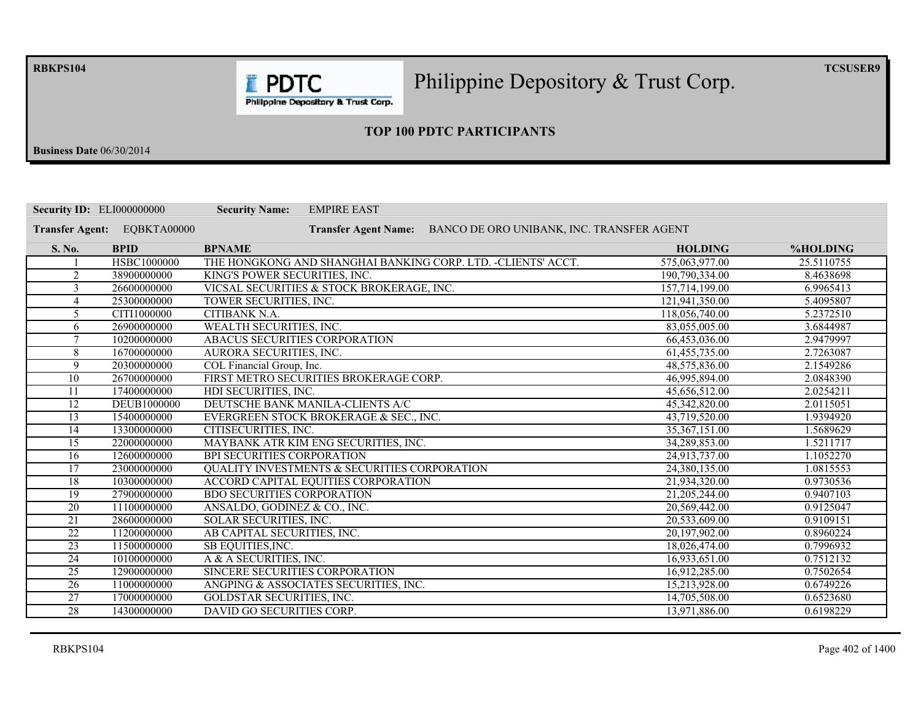RBKPS104 TCSUSER9

# Philippine Depository & Trust Corp.

## TOP 100 PDTC PARTICIPANTS

**Business Date** 06/30/2014

**Security ID:** ELI000000000 **Security Name:** EMPIRE EAST

**Transfer Agent:** EQBKTA00000 **Transfer Agent Name:** BANCO DE ORO UNIBANK, INC. TRANSFER AGENT

| S. No. | BPID | BPNAME | HOLDING | %HOLDING |
|---|---|---|---|---|
| 1 | HSBC1000000 | THE HONGKONG AND SHANGHAI BANKING CORP. LTD. -CLIENTS' ACCT. | 575,063,977.00 | 25.5110755 |
| 2 | 38900000000 | KING'S POWER SECURITIES, INC. | 190,790,334.00 | 8.4638698 |
| 3 | 26600000000 | VICSAL SECURITIES & STOCK BROKERAGE, INC. | 157,714,199.00 | 6.9965413 |
| 4 | 25300000000 | TOWER SECURITIES, INC. | 121,941,350.00 | 5.4095807 |
| 5 | CITI1000000 | CITIBANK N.A. | 118,056,740.00 | 5.2372510 |
| 6 | 26900000000 | WEALTH SECURITIES, INC. | 83,055,005.00 | 3.6844987 |
| 7 | 10200000000 | ABACUS SECURITIES CORPORATION | 66,453,036.00 | 2.9479997 |
| 8 | 16700000000 | AURORA SECURITIES, INC. | 61,455,735.00 | 2.7263087 |
| 9 | 20300000000 | COL Financial Group, Inc. | 48,575,836.00 | 2.1549286 |
| 10 | 26700000000 | FIRST METRO SECURITIES BROKERAGE CORP. | 46,995,894.00 | 2.0848390 |
| 11 | 17400000000 | HDI SECURITIES, INC. | 45,656,512.00 | 2.0254211 |
| 12 | DEUB1000000 | DEUTSCHE BANK MANILA-CLIENTS A/C | 45,342,820.00 | 2.0115051 |
| 13 | 15400000000 | EVERGREEN STOCK BROKERAGE & SEC., INC. | 43,719,520.00 | 1.9394920 |
| 14 | 13300000000 | CITISECURITIES, INC. | 35,367,151.00 | 1.5689629 |
| 15 | 22000000000 | MAYBANK ATR KIM ENG SECURITIES, INC. | 34,289,853.00 | 1.5211717 |
| 16 | 12600000000 | BPI SECURITIES CORPORATION | 24,913,737.00 | 1.1052270 |
| 17 | 23000000000 | QUALITY INVESTMENTS & SECURITIES CORPORATION | 24,380,135.00 | 1.0815553 |
| 18 | 10300000000 | ACCORD CAPITAL EQUITIES CORPORATION | 21,934,320.00 | 0.9730536 |
| 19 | 27900000000 | BDO SECURITIES CORPORATION | 21,205,244.00 | 0.9407103 |
| 20 | 11100000000 | ANSALDO, GODINEZ & CO., INC. | 20,569,442.00 | 0.9125047 |
| 21 | 28600000000 | SOLAR SECURITIES, INC. | 20,533,609.00 | 0.9109151 |
| 22 | 11200000000 | AB CAPITAL SECURITIES, INC. | 20,197,902.00 | 0.8960224 |
| 23 | 11500000000 | SB EQUITIES,INC. | 18,026,474.00 | 0.7996932 |
| 24 | 10100000000 | A & A SECURITIES, INC. | 16,933,651.00 | 0.7512132 |
| 25 | 12900000000 | SINCERE SECURITIES CORPORATION | 16,912,285.00 | 0.7502654 |
| 26 | 11000000000 | ANGPING & ASSOCIATES SECURITIES, INC. | 15,213,928.00 | 0.6749226 |
| 27 | 17000000000 | GOLDSTAR SECURITIES, INC. | 14,705,508.00 | 0.6523680 |
| 28 | 14300000000 | DAVID GO SECURITIES CORP. | 13,971,886.00 | 0.6198229 |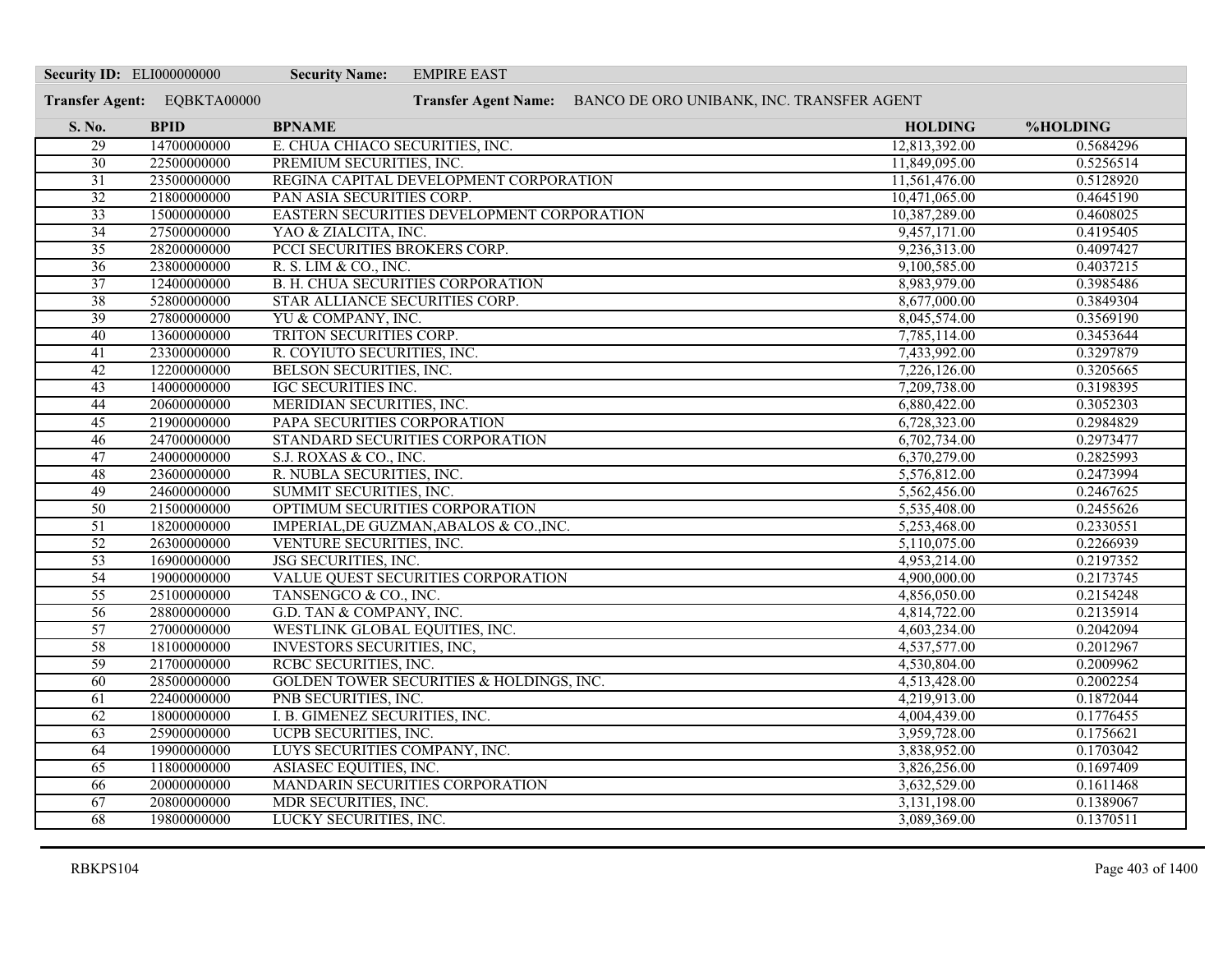**Security ID:** ELI000000000 **Security Name:** EMPIRE EAST

**Transfer Agent:** EQBKTA00000 **Transfer Agent Name:** BANCO DE ORO UNIBANK, INC. TRANSFER AGENT

| S. No. | BPID | BPNAME | HOLDING | %HOLDING |
|---|---|---|---|---|
| 29 | 14700000000 | E. CHUA CHIACO SECURITIES, INC. | 12,813,392.00 | 0.5684296 |
| 30 | 22500000000 | PREMIUM SECURITIES, INC. | 11,849,095.00 | 0.5256514 |
| 31 | 23500000000 | REGINA CAPITAL DEVELOPMENT CORPORATION | 11,561,476.00 | 0.5128920 |
| 32 | 21800000000 | PAN ASIA SECURITIES CORP. | 10,471,065.00 | 0.4645190 |
| 33 | 15000000000 | EASTERN SECURITIES DEVELOPMENT CORPORATION | 10,387,289.00 | 0.4608025 |
| 34 | 27500000000 | YAO & ZIALCITA, INC. | 9,457,171.00 | 0.4195405 |
| 35 | 28200000000 | PCCI SECURITIES BROKERS CORP. | 9,236,313.00 | 0.4097427 |
| 36 | 23800000000 | R. S. LIM & CO., INC. | 9,100,585.00 | 0.4037215 |
| 37 | 12400000000 | B. H. CHUA SECURITIES CORPORATION | 8,983,979.00 | 0.3985486 |
| 38 | 52800000000 | STAR ALLIANCE SECURITIES CORP. | 8,677,000.00 | 0.3849304 |
| 39 | 27800000000 | YU & COMPANY, INC. | 8,045,574.00 | 0.3569190 |
| 40 | 13600000000 | TRITON SECURITIES CORP. | 7,785,114.00 | 0.3453644 |
| 41 | 23300000000 | R. COYIUTO SECURITIES, INC. | 7,433,992.00 | 0.3297879 |
| 42 | 12200000000 | BELSON SECURITIES, INC. | 7,226,126.00 | 0.3205665 |
| 43 | 14000000000 | IGC SECURITIES INC. | 7,209,738.00 | 0.3198395 |
| 44 | 20600000000 | MERIDIAN SECURITIES, INC. | 6,880,422.00 | 0.3052303 |
| 45 | 21900000000 | PAPA SECURITIES CORPORATION | 6,728,323.00 | 0.2984829 |
| 46 | 24700000000 | STANDARD SECURITIES CORPORATION | 6,702,734.00 | 0.2973477 |
| 47 | 24000000000 | S.J. ROXAS & CO., INC. | 6,370,279.00 | 0.2825993 |
| 48 | 23600000000 | R. NUBLA SECURITIES, INC. | 5,576,812.00 | 0.2473994 |
| 49 | 24600000000 | SUMMIT SECURITIES, INC. | 5,562,456.00 | 0.2467625 |
| 50 | 21500000000 | OPTIMUM SECURITIES CORPORATION | 5,535,408.00 | 0.2455626 |
| 51 | 18200000000 | IMPERIAL,DE GUZMAN,ABALOS & CO.,INC. | 5,253,468.00 | 0.2330551 |
| 52 | 26300000000 | VENTURE SECURITIES, INC. | 5,110,075.00 | 0.2266939 |
| 53 | 16900000000 | JSG SECURITIES, INC. | 4,953,214.00 | 0.2197352 |
| 54 | 19000000000 | VALUE QUEST SECURITIES CORPORATION | 4,900,000.00 | 0.2173745 |
| 55 | 25100000000 | TANSENGCO & CO., INC. | 4,856,050.00 | 0.2154248 |
| 56 | 28800000000 | G.D. TAN & COMPANY, INC. | 4,814,722.00 | 0.2135914 |
| 57 | 27000000000 | WESTLINK GLOBAL EQUITIES, INC. | 4,603,234.00 | 0.2042094 |
| 58 | 18100000000 | INVESTORS SECURITIES, INC, | 4,537,577.00 | 0.2012967 |
| 59 | 21700000000 | RCBC SECURITIES, INC. | 4,530,804.00 | 0.2009962 |
| 60 | 28500000000 | GOLDEN TOWER SECURITIES & HOLDINGS, INC. | 4,513,428.00 | 0.2002254 |
| 61 | 22400000000 | PNB SECURITIES, INC. | 4,219,913.00 | 0.1872044 |
| 62 | 18000000000 | I. B. GIMENEZ SECURITIES, INC. | 4,004,439.00 | 0.1776455 |
| 63 | 25900000000 | UCPB SECURITIES, INC. | 3,959,728.00 | 0.1756621 |
| 64 | 19900000000 | LUYS SECURITIES COMPANY, INC. | 3,838,952.00 | 0.1703042 |
| 65 | 11800000000 | ASIASEC EQUITIES, INC. | 3,826,256.00 | 0.1697409 |
| 66 | 20000000000 | MANDARIN SECURITIES CORPORATION | 3,632,529.00 | 0.1611468 |
| 67 | 20800000000 | MDR SECURITIES, INC. | 3,131,198.00 | 0.1389067 |
| 68 | 19800000000 | LUCKY SECURITIES, INC. | 3,089,369.00 | 0.1370511 |

RBKPS104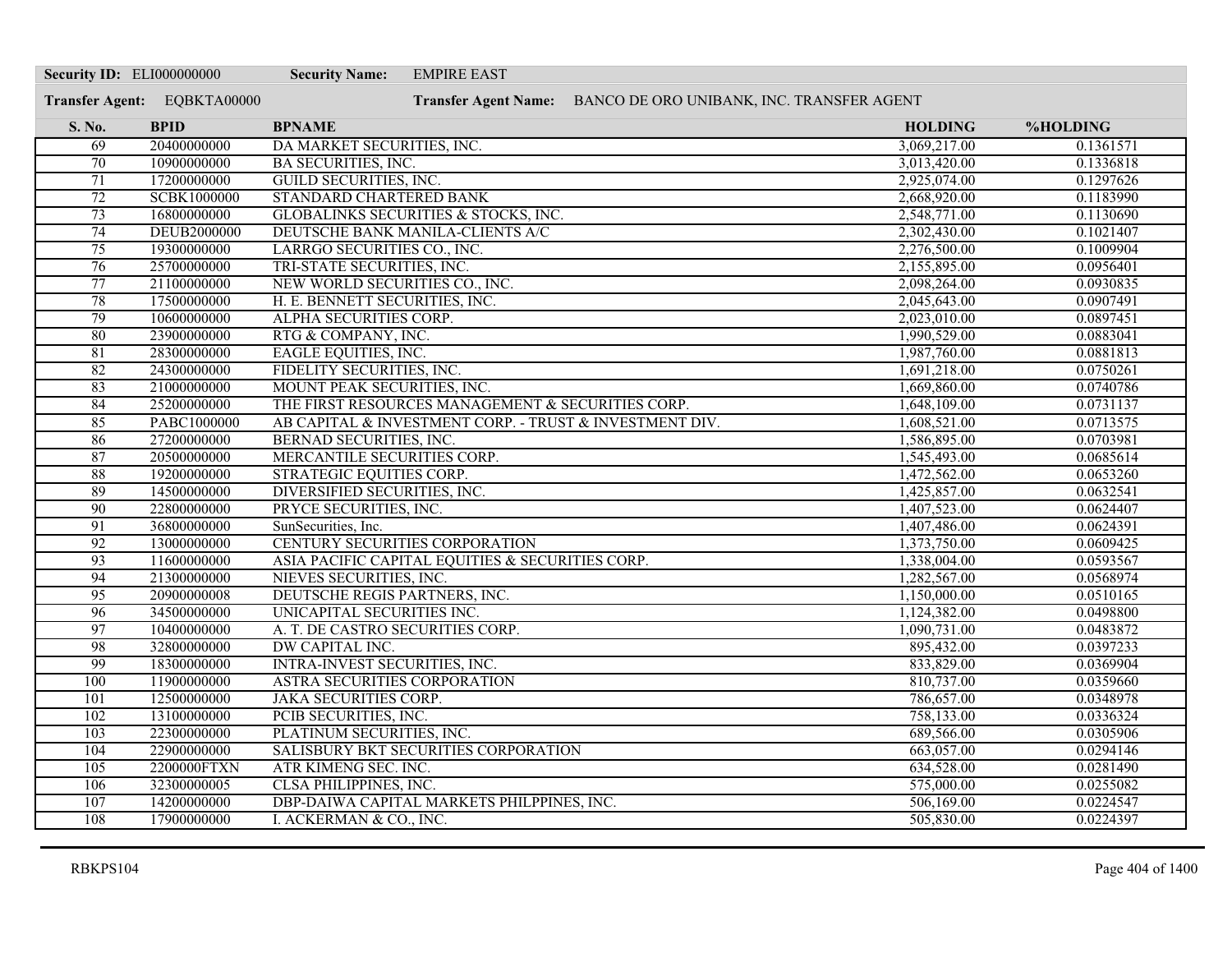**Security ID:** ELI000000000 **Security Name:** EMPIRE EAST

**Transfer Agent:** EQBKTA00000 **Transfer Agent Name:** BANCO DE ORO UNIBANK, INC. TRANSFER AGENT

| S. No. | BPID | BPNAME | HOLDING | %HOLDING |
|---|---|---|---|---|
| 69 | 20400000000 | DA MARKET SECURITIES, INC. | 3,069,217.00 | 0.1361571 |
| 70 | 10900000000 | BA SECURITIES, INC. | 3,013,420.00 | 0.1336818 |
| 71 | 17200000000 | GUILD SECURITIES, INC. | 2,925,074.00 | 0.1297626 |
| 72 | SCBK1000000 | STANDARD CHARTERED BANK | 2,668,920.00 | 0.1183990 |
| 73 | 16800000000 | GLOBALINKS SECURITIES & STOCKS, INC. | 2,548,771.00 | 0.1130690 |
| 74 | DEUB2000000 | DEUTSCHE BANK MANILA-CLIENTS A/C | 2,302,430.00 | 0.1021407 |
| 75 | 19300000000 | LARRGO SECURITIES CO., INC. | 2,276,500.00 | 0.1009904 |
| 76 | 25700000000 | TRI-STATE SECURITIES, INC. | 2,155,895.00 | 0.0956401 |
| 77 | 21100000000 | NEW WORLD SECURITIES CO., INC. | 2,098,264.00 | 0.0930835 |
| 78 | 17500000000 | H. E. BENNETT SECURITIES, INC. | 2,045,643.00 | 0.0907491 |
| 79 | 10600000000 | ALPHA SECURITIES CORP. | 2,023,010.00 | 0.0897451 |
| 80 | 23900000000 | RTG & COMPANY, INC. | 1,990,529.00 | 0.0883041 |
| 81 | 28300000000 | EAGLE EQUITIES, INC. | 1,987,760.00 | 0.0881813 |
| 82 | 24300000000 | FIDELITY SECURITIES, INC. | 1,691,218.00 | 0.0750261 |
| 83 | 21000000000 | MOUNT PEAK SECURITIES, INC. | 1,669,860.00 | 0.0740786 |
| 84 | 25200000000 | THE FIRST RESOURCES MANAGEMENT & SECURITIES CORP. | 1,648,109.00 | 0.0731137 |
| 85 | PABC1000000 | AB CAPITAL & INVESTMENT CORP. - TRUST & INVESTMENT DIV. | 1,608,521.00 | 0.0713575 |
| 86 | 27200000000 | BERNAD SECURITIES, INC. | 1,586,895.00 | 0.0703981 |
| 87 | 20500000000 | MERCANTILE SECURITIES CORP. | 1,545,493.00 | 0.0685614 |
| 88 | 19200000000 | STRATEGIC EQUITIES CORP. | 1,472,562.00 | 0.0653260 |
| 89 | 14500000000 | DIVERSIFIED SECURITIES, INC. | 1,425,857.00 | 0.0632541 |
| 90 | 22800000000 | PRYCE SECURITIES, INC. | 1,407,523.00 | 0.0624407 |
| 91 | 36800000000 | SunSecurities, Inc. | 1,407,486.00 | 0.0624391 |
| 92 | 13000000000 | CENTURY SECURITIES CORPORATION | 1,373,750.00 | 0.0609425 |
| 93 | 11600000000 | ASIA PACIFIC CAPITAL EQUITIES & SECURITIES CORP. | 1,338,004.00 | 0.0593567 |
| 94 | 21300000000 | NIEVES SECURITIES, INC. | 1,282,567.00 | 0.0568974 |
| 95 | 20900000008 | DEUTSCHE REGIS PARTNERS, INC. | 1,150,000.00 | 0.0510165 |
| 96 | 34500000000 | UNICAPITAL SECURITIES INC. | 1,124,382.00 | 0.0498800 |
| 97 | 10400000000 | A. T. DE CASTRO SECURITIES CORP. | 1,090,731.00 | 0.0483872 |
| 98 | 32800000000 | DW CAPITAL INC. | 895,432.00 | 0.0397233 |
| 99 | 18300000000 | INTRA-INVEST SECURITIES, INC. | 833,829.00 | 0.0369904 |
| 100 | 11900000000 | ASTRA SECURITIES CORPORATION | 810,737.00 | 0.0359660 |
| 101 | 12500000000 | JAKA SECURITIES CORP. | 786,657.00 | 0.0348978 |
| 102 | 13100000000 | PCIB SECURITIES, INC. | 758,133.00 | 0.0336324 |
| 103 | 22300000000 | PLATINUM SECURITIES, INC. | 689,566.00 | 0.0305906 |
| 104 | 22900000000 | SALISBURY BKT SECURITIES CORPORATION | 663,057.00 | 0.0294146 |
| 105 | 2200000FTXN | ATR KIMENG SEC. INC. | 634,528.00 | 0.0281490 |
| 106 | 32300000005 | CLSA PHILIPPINES, INC. | 575,000.00 | 0.0255082 |
| 107 | 14200000000 | DBP-DAIWA CAPITAL MARKETS PHILPPINES, INC. | 506,169.00 | 0.0224547 |
| 108 | 17900000000 | I. ACKERMAN & CO., INC. | 505,830.00 | 0.0224397 |

RBKPS104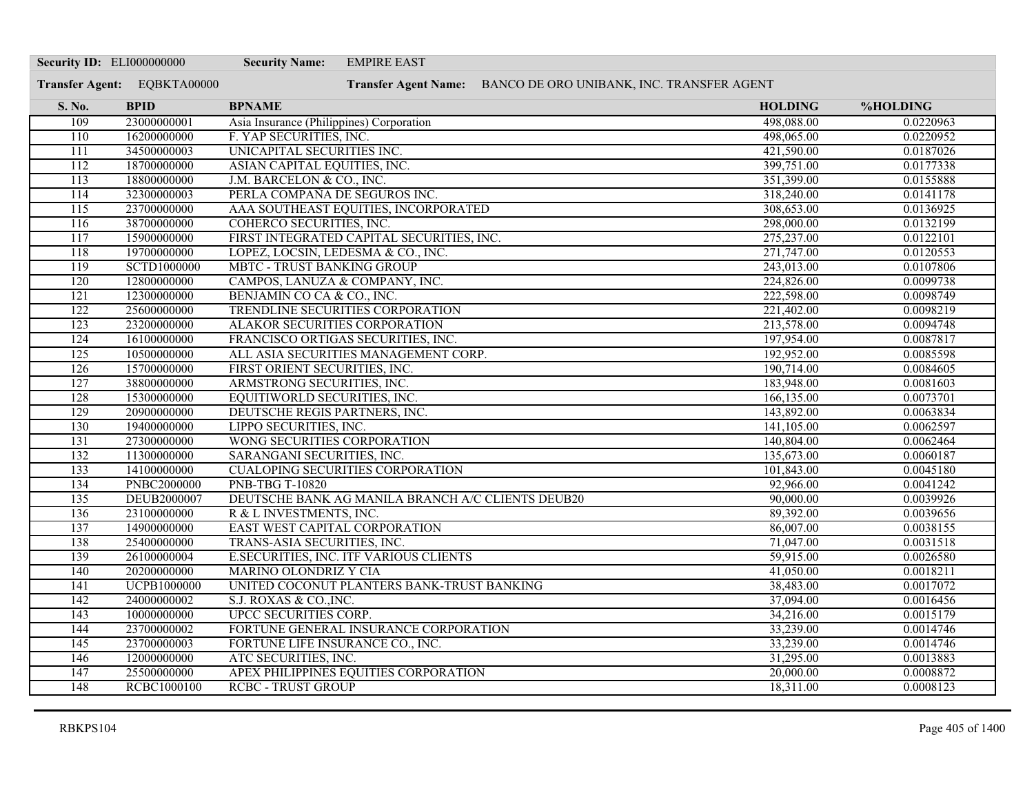**Security ID:** ELI000000000 **Security Name:** EMPIRE EAST

**Transfer Agent:** EQBKTA00000 **Transfer Agent Name:** BANCO DE ORO UNIBANK, INC. TRANSFER AGENT

| S. No. | BPID | BPNAME | HOLDING | %HOLDING |
|---|---|---|---|---|
| 109 | 23000000001 | Asia Insurance (Philippines) Corporation | 498,088.00 | 0.0220963 |
| 110 | 16200000000 | F. YAP SECURITIES, INC. | 498,065.00 | 0.0220952 |
| 111 | 34500000003 | UNICAPITAL SECURITIES INC. | 421,590.00 | 0.0187026 |
| 112 | 18700000000 | ASIAN CAPITAL EQUITIES, INC. | 399,751.00 | 0.0177338 |
| 113 | 18800000000 | J.M. BARCELON & CO., INC. | 351,399.00 | 0.0155888 |
| 114 | 32300000003 | PERLA COMPANA DE SEGUROS INC. | 318,240.00 | 0.0141178 |
| 115 | 23700000000 | AAA SOUTHEAST EQUITIES, INCORPORATED | 308,653.00 | 0.0136925 |
| 116 | 38700000000 | COHERCO SECURITIES, INC. | 298,000.00 | 0.0132199 |
| 117 | 15900000000 | FIRST INTEGRATED CAPITAL SECURITIES, INC. | 275,237.00 | 0.0122101 |
| 118 | 19700000000 | LOPEZ, LOCSIN, LEDESMA & CO., INC. | 271,747.00 | 0.0120553 |
| 119 | SCTD1000000 | MBTC - TRUST BANKING GROUP | 243,013.00 | 0.0107806 |
| 120 | 12800000000 | CAMPOS, LANUZA & COMPANY, INC. | 224,826.00 | 0.0099738 |
| 121 | 12300000000 | BENJAMIN CO CA & CO., INC. | 222,598.00 | 0.0098749 |
| 122 | 25600000000 | TRENDLINE SECURITIES CORPORATION | 221,402.00 | 0.0098219 |
| 123 | 23200000000 | ALAKOR SECURITIES CORPORATION | 213,578.00 | 0.0094748 |
| 124 | 16100000000 | FRANCISCO ORTIGAS SECURITIES, INC. | 197,954.00 | 0.0087817 |
| 125 | 10500000000 | ALL ASIA SECURITIES MANAGEMENT CORP. | 192,952.00 | 0.0085598 |
| 126 | 15700000000 | FIRST ORIENT SECURITIES, INC. | 190,714.00 | 0.0084605 |
| 127 | 38800000000 | ARMSTRONG SECURITIES, INC. | 183,948.00 | 0.0081603 |
| 128 | 15300000000 | EQUITIWORLD SECURITIES, INC. | 166,135.00 | 0.0073701 |
| 129 | 20900000000 | DEUTSCHE REGIS PARTNERS, INC. | 143,892.00 | 0.0063834 |
| 130 | 19400000000 | LIPPO SECURITIES, INC. | 141,105.00 | 0.0062597 |
| 131 | 27300000000 | WONG SECURITIES CORPORATION | 140,804.00 | 0.0062464 |
| 132 | 11300000000 | SARANGANI SECURITIES, INC. | 135,673.00 | 0.0060187 |
| 133 | 14100000000 | CUALOPING SECURITIES CORPORATION | 101,843.00 | 0.0045180 |
| 134 | PNBC2000000 | PNB-TBG T-10820 | 92,966.00 | 0.0041242 |
| 135 | DEUB2000007 | DEUTSCHE BANK AG MANILA BRANCH A/C CLIENTS DEUB20 | 90,000.00 | 0.0039926 |
| 136 | 23100000000 | R & L INVESTMENTS, INC. | 89,392.00 | 0.0039656 |
| 137 | 14900000000 | EAST WEST CAPITAL CORPORATION | 86,007.00 | 0.0038155 |
| 138 | 25400000000 | TRANS-ASIA SECURITIES, INC. | 71,047.00 | 0.0031518 |
| 139 | 26100000004 | E.SECURITIES, INC. ITF VARIOUS CLIENTS | 59,915.00 | 0.0026580 |
| 140 | 20200000000 | MARINO OLONDRIZ Y CIA | 41,050.00 | 0.0018211 |
| 141 | UCPB1000000 | UNITED COCONUT PLANTERS BANK-TRUST BANKING | 38,483.00 | 0.0017072 |
| 142 | 24000000002 | S.J. ROXAS & CO.,INC. | 37,094.00 | 0.0016456 |
| 143 | 10000000000 | UPCC SECURITIES CORP. | 34,216.00 | 0.0015179 |
| 144 | 23700000002 | FORTUNE GENERAL INSURANCE CORPORATION | 33,239.00 | 0.0014746 |
| 145 | 23700000003 | FORTUNE LIFE INSURANCE CO., INC. | 33,239.00 | 0.0014746 |
| 146 | 12000000000 | ATC SECURITIES, INC. | 31,295.00 | 0.0013883 |
| 147 | 25500000000 | APEX PHILIPPINES EQUITIES CORPORATION | 20,000.00 | 0.0008872 |
| 148 | RCBC1000100 | RCBC - TRUST GROUP | 18,311.00 | 0.0008123 |

RBKPS104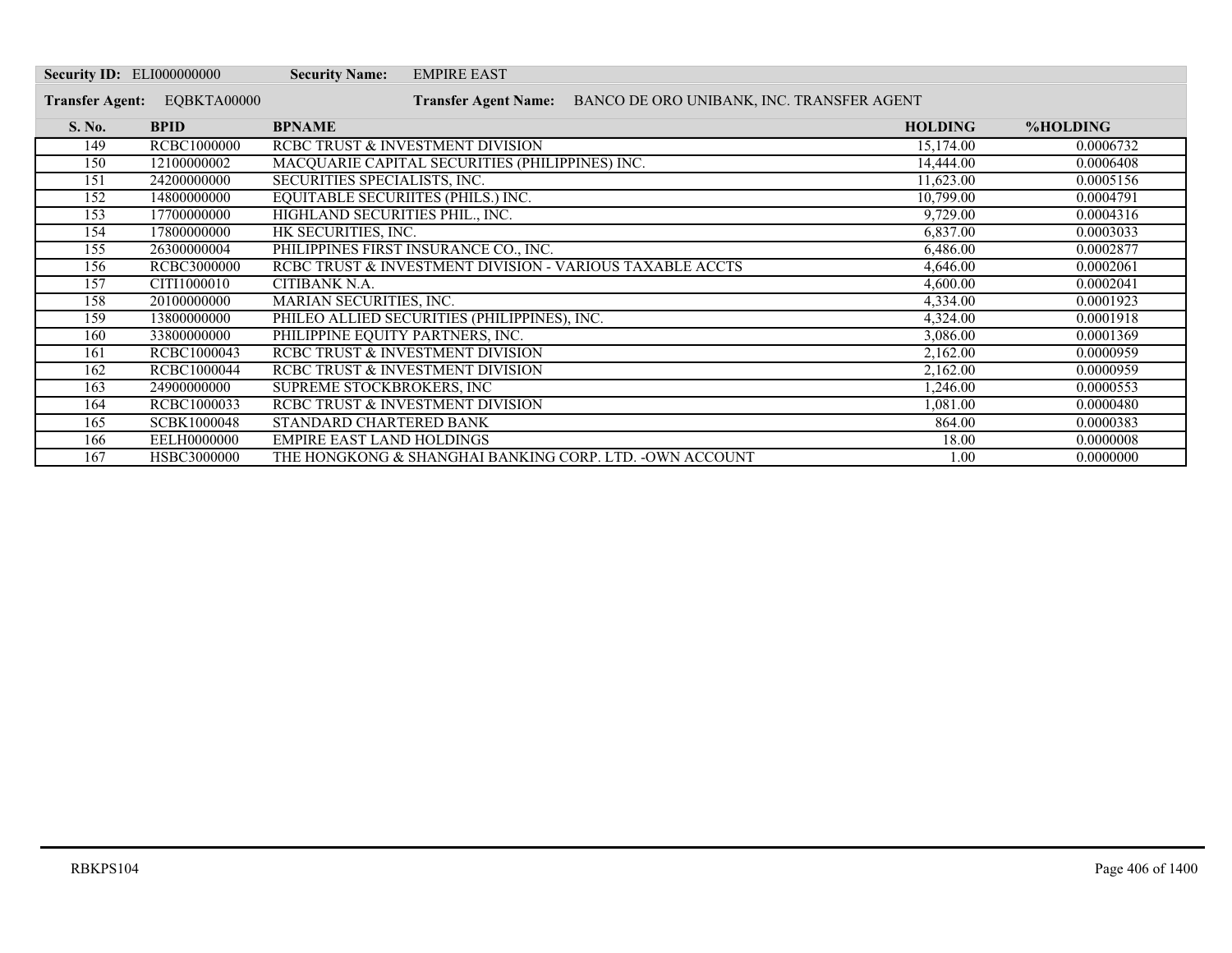**Security ID:** ELI000000000 **Security Name:** EMPIRE EAST

**Transfer Agent:** EQBKTA00000 **Transfer Agent Name:** BANCO DE ORO UNIBANK, INC. TRANSFER AGENT

| S. No. | BPID | BPNAME | HOLDING | %HOLDING |
|---|---|---|---|---|
| 149 | RCBC1000000 | RCBC TRUST & INVESTMENT DIVISION | 15,174.00 | 0.0006732 |
| 150 | 12100000002 | MACQUARIE CAPITAL SECURITIES (PHILIPPINES) INC. | 14,444.00 | 0.0006408 |
| 151 | 24200000000 | SECURITIES SPECIALISTS, INC. | 11,623.00 | 0.0005156 |
| 152 | 14800000000 | EQUITABLE SECURIITES (PHILS.) INC. | 10,799.00 | 0.0004791 |
| 153 | 17700000000 | HIGHLAND SECURITIES PHIL., INC. | 9,729.00 | 0.0004316 |
| 154 | 17800000000 | HK SECURITIES, INC. | 6,837.00 | 0.0003033 |
| 155 | 26300000004 | PHILIPPINES FIRST INSURANCE CO., INC. | 6,486.00 | 0.0002877 |
| 156 | RCBC3000000 | RCBC TRUST & INVESTMENT DIVISION - VARIOUS TAXABLE ACCTS | 4,646.00 | 0.0002061 |
| 157 | CITI1000010 | CITIBANK N.A. | 4,600.00 | 0.0002041 |
| 158 | 20100000000 | MARIAN SECURITIES, INC. | 4,334.00 | 0.0001923 |
| 159 | 13800000000 | PHILEO ALLIED SECURITIES (PHILIPPINES), INC. | 4,324.00 | 0.0001918 |
| 160 | 33800000000 | PHILIPPINE EQUITY PARTNERS, INC. | 3,086.00 | 0.0001369 |
| 161 | RCBC1000043 | RCBC TRUST & INVESTMENT DIVISION | 2,162.00 | 0.0000959 |
| 162 | RCBC1000044 | RCBC TRUST & INVESTMENT DIVISION | 2,162.00 | 0.0000959 |
| 163 | 24900000000 | SUPREME STOCKBROKERS, INC | 1,246.00 | 0.0000553 |
| 164 | RCBC1000033 | RCBC TRUST & INVESTMENT DIVISION | 1,081.00 | 0.0000480 |
| 165 | SCBK1000048 | STANDARD CHARTERED BANK | 864.00 | 0.0000383 |
| 166 | EELH0000000 | EMPIRE EAST LAND HOLDINGS | 18.00 | 0.0000008 |
| 167 | HSBC3000000 | THE HONGKONG & SHANGHAI BANKING CORP. LTD. -OWN ACCOUNT | 1.00 | 0.0000000 |

RBKPS104